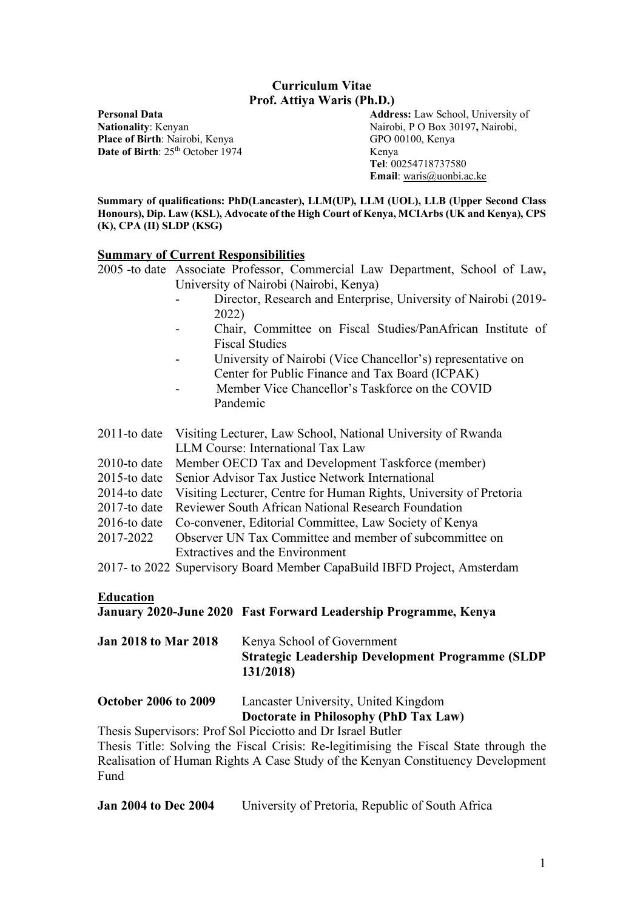# Curriculum Vitae
# Prof. Attiya Waris (Ph.D.)

**Personal Data**
**Nationality**: Kenyan
**Place of Birth**: Nairobi, Kenya
**Date of Birth**: 25th October 1974

**Address:** Law School, University of Nairobi, P O Box 30197**,** Nairobi, GPO 00100, Kenya
**Tel**: 00254718737580
**Email**: waris@uonbi.ac.ke

**Summary of qualifications: PhD(Lancaster), LLM(UP), LLM (UOL), LLB (Upper Second Class Honours), Dip. Law (KSL), Advocate of the High Court of Kenya, MCIArbs (UK and Kenya), CPS (K), CPA (II) SLDP (KSG)**

## Summary of Current Responsibilities

2005 -to date Associate Professor, Commercial Law Department, School of Law**,** University of Nairobi (Nairobi, Kenya)

- Director, Research and Enterprise, University of Nairobi (2019-2022)
- Chair, Committee on Fiscal Studies/PanAfrican Institute of Fiscal Studies
- University of Nairobi (Vice Chancellor's) representative on Center for Public Finance and Tax Board (ICPAK)
- Member Vice Chancellor's Taskforce on the COVID Pandemic

2011-to date Visiting Lecturer, Law School, National University of Rwanda LLM Course: International Tax Law
2010-to date Member OECD Tax and Development Taskforce (member)
2015-to date Senior Advisor Tax Justice Network International
2014-to date Visiting Lecturer, Centre for Human Rights, University of Pretoria
2017-to date Reviewer South African National Research Foundation
2016-to date Co-convener, Editorial Committee, Law Society of Kenya
2017-2022 Observer UN Tax Committee and member of subcommittee on Extractives and the Environment
2017- to 2022 Supervisory Board Member CapaBuild IBFD Project, Amsterdam

## Education

**January 2020-June 2020 Fast Forward Leadership Programme, Kenya**

**Jan 2018 to Mar 2018** Kenya School of Government
**Strategic Leadership Development Programme (SLDP 131/2018)**

**October 2006 to 2009** Lancaster University, United Kingdom
**Doctorate in Philosophy (PhD Tax Law)**
Thesis Supervisors: Prof Sol Picciotto and Dr Israel Butler
Thesis Title: Solving the Fiscal Crisis: Re-legitimising the Fiscal State through the Realisation of Human Rights A Case Study of the Kenyan Constituency Development Fund

**Jan 2004 to Dec 2004** University of Pretoria, Republic of South Africa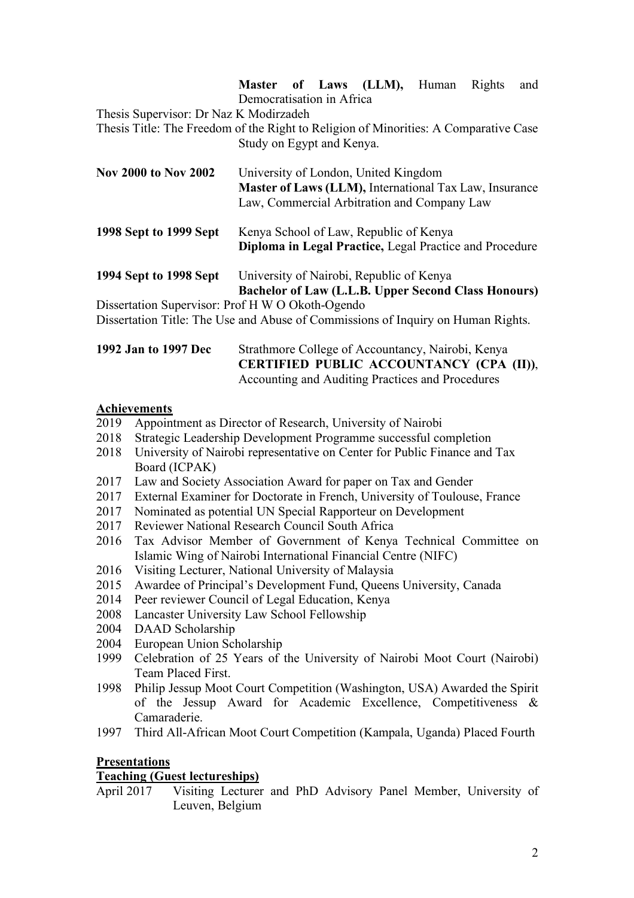**Master of Laws (LLM),** Human Rights and Democratisation in Africa

Thesis Supervisor: Dr Naz K Modirzadeh

Thesis Title: The Freedom of the Right to Religion of Minorities: A Comparative Case Study on Egypt and Kenya.

**Nov 2000 to Nov 2002** University of London, United Kingdom
**Master of Laws (LLM),** International Tax Law, Insurance Law, Commercial Arbitration and Company Law

**1998 Sept to 1999 Sept** Kenya School of Law, Republic of Kenya
**Diploma in Legal Practice,** Legal Practice and Procedure

**1994 Sept to 1998 Sept** University of Nairobi, Republic of Kenya
**Bachelor of Law (L.L.B. Upper Second Class Honours)**

Dissertation Supervisor: Prof H W O Okoth-Ogendo

Dissertation Title: The Use and Abuse of Commissions of Inquiry on Human Rights.

**1992 Jan to 1997 Dec** Strathmore College of Accountancy, Nairobi, Kenya
**CERTIFIED PUBLIC ACCOUNTANCY (CPA (II))**, Accounting and Auditing Practices and Procedures

## Achievements

- 2019 Appointment as Director of Research, University of Nairobi
- 2018 Strategic Leadership Development Programme successful completion
- 2018 University of Nairobi representative on Center for Public Finance and Tax Board (ICPAK)
- 2017 Law and Society Association Award for paper on Tax and Gender
- 2017 External Examiner for Doctorate in French, University of Toulouse, France
- 2017 Nominated as potential UN Special Rapporteur on Development
- 2017 Reviewer National Research Council South Africa
- 2016 Tax Advisor Member of Government of Kenya Technical Committee on Islamic Wing of Nairobi International Financial Centre (NIFC)
- 2016 Visiting Lecturer, National University of Malaysia
- 2015 Awardee of Principal's Development Fund, Queens University, Canada
- 2014 Peer reviewer Council of Legal Education, Kenya
- 2008 Lancaster University Law School Fellowship
- 2004 DAAD Scholarship
- 2004 European Union Scholarship
- 1999 Celebration of 25 Years of the University of Nairobi Moot Court (Nairobi) Team Placed First.
- 1998 Philip Jessup Moot Court Competition (Washington, USA) Awarded the Spirit of the Jessup Award for Academic Excellence, Competitiveness & Camaraderie.
- 1997 Third All-African Moot Court Competition (Kampala, Uganda) Placed Fourth

## Presentations

### Teaching (Guest lectureships)

April 2017 Visiting Lecturer and PhD Advisory Panel Member, University of Leuven, Belgium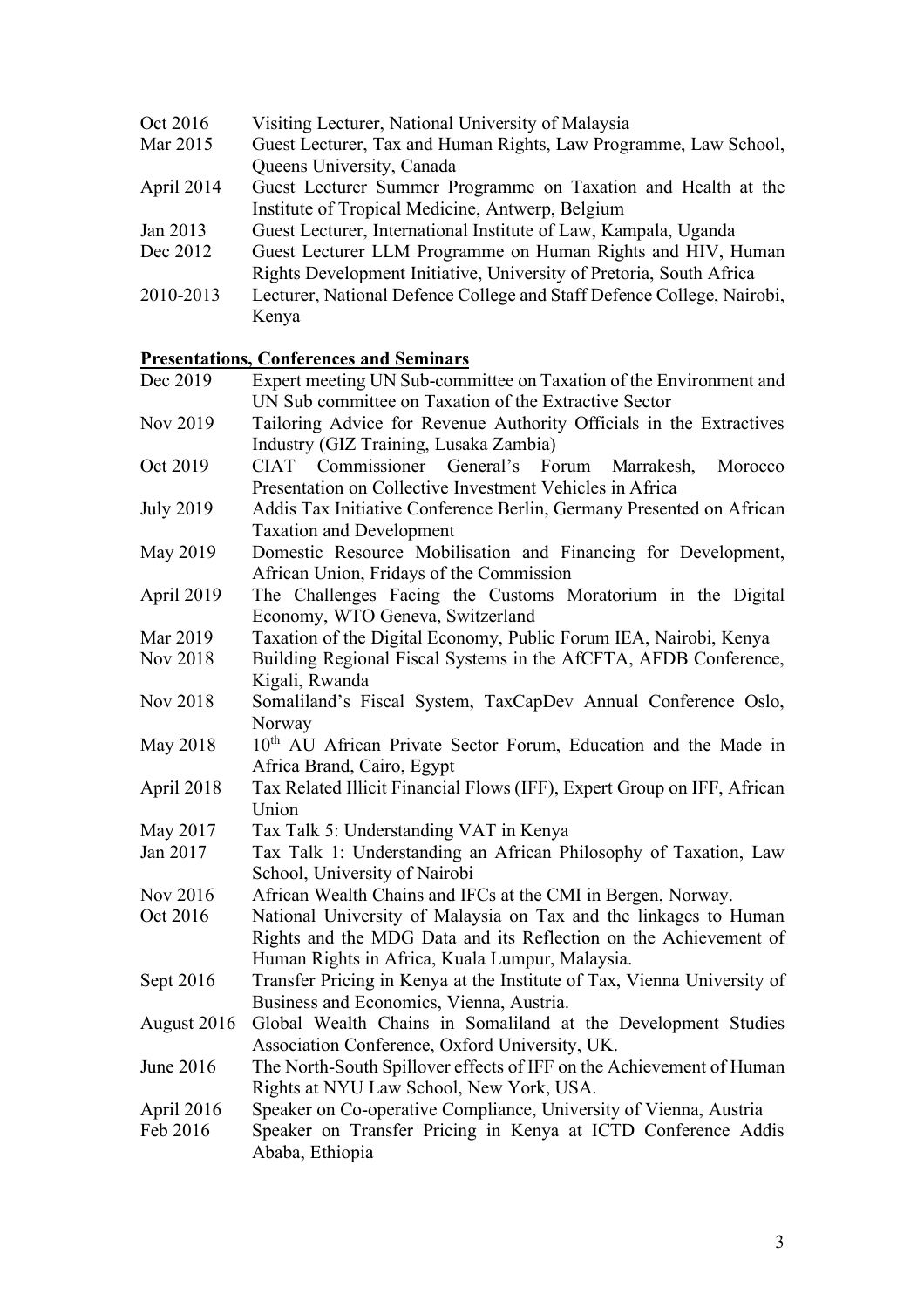| | |
|---|---|
| Oct 2016 | Visiting Lecturer, National University of Malaysia |
| Mar 2015 | Guest Lecturer, Tax and Human Rights, Law Programme, Law School, Queens University, Canada |
| April 2014 | Guest Lecturer Summer Programme on Taxation and Health at the Institute of Tropical Medicine, Antwerp, Belgium |
| Jan 2013 | Guest Lecturer, International Institute of Law, Kampala, Uganda |
| Dec 2012 | Guest Lecturer LLM Programme on Human Rights and HIV, Human Rights Development Initiative, University of Pretoria, South Africa |
| 2010-2013 | Lecturer, National Defence College and Staff Defence College, Nairobi, Kenya |

**<u>Presentations, Conferences and Seminars</u>**

| | |
|---|---|
| Dec 2019 | Expert meeting UN Sub-committee on Taxation of the Environment and UN Sub committee on Taxation of the Extractive Sector |
| Nov 2019 | Tailoring Advice for Revenue Authority Officials in the Extractives Industry (GIZ Training, Lusaka Zambia) |
| Oct 2019 | CIAT Commissioner General's Forum Marrakesh, Morocco Presentation on Collective Investment Vehicles in Africa |
| July 2019 | Addis Tax Initiative Conference Berlin, Germany Presented on African Taxation and Development |
| May 2019 | Domestic Resource Mobilisation and Financing for Development, African Union, Fridays of the Commission |
| April 2019 | The Challenges Facing the Customs Moratorium in the Digital Economy, WTO Geneva, Switzerland |
| Mar 2019 | Taxation of the Digital Economy, Public Forum IEA, Nairobi, Kenya |
| Nov 2018 | Building Regional Fiscal Systems in the AfCFTA, AFDB Conference, Kigali, Rwanda |
| Nov 2018 | Somaliland's Fiscal System, TaxCapDev Annual Conference Oslo, Norway |
| May 2018 | 10th AU African Private Sector Forum, Education and the Made in Africa Brand, Cairo, Egypt |
| April 2018 | Tax Related Illicit Financial Flows (IFF), Expert Group on IFF, African Union |
| May 2017 | Tax Talk 5: Understanding VAT in Kenya |
| Jan 2017 | Tax Talk 1: Understanding an African Philosophy of Taxation, Law School, University of Nairobi |
| Nov 2016 | African Wealth Chains and IFCs at the CMI in Bergen, Norway. |
| Oct 2016 | National University of Malaysia on Tax and the linkages to Human Rights and the MDG Data and its Reflection on the Achievement of Human Rights in Africa, Kuala Lumpur, Malaysia. |
| Sept 2016 | Transfer Pricing in Kenya at the Institute of Tax, Vienna University of Business and Economics, Vienna, Austria. |
| August 2016 | Global Wealth Chains in Somaliland at the Development Studies Association Conference, Oxford University, UK. |
| June 2016 | The North-South Spillover effects of IFF on the Achievement of Human Rights at NYU Law School, New York, USA. |
| April 2016 | Speaker on Co-operative Compliance, University of Vienna, Austria |
| Feb 2016 | Speaker on Transfer Pricing in Kenya at ICTD Conference Addis Ababa, Ethiopia |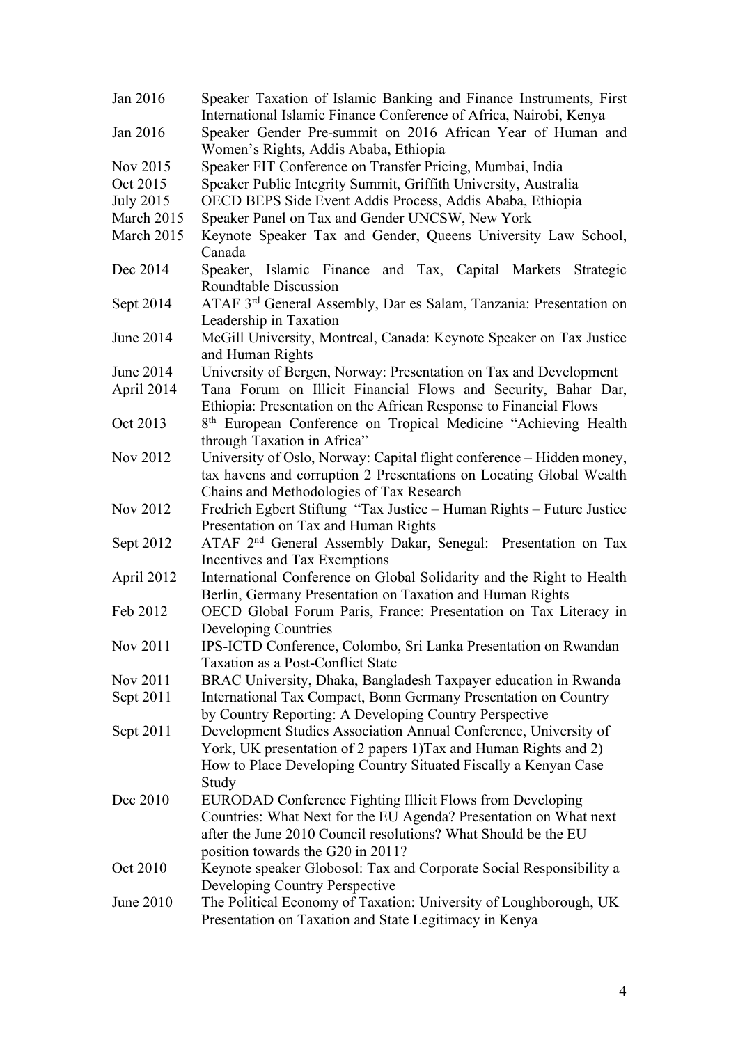| | |
|---|---|
| Jan 2016 | Speaker Taxation of Islamic Banking and Finance Instruments, First International Islamic Finance Conference of Africa, Nairobi, Kenya |
| Jan 2016 | Speaker Gender Pre-summit on 2016 African Year of Human and Women's Rights, Addis Ababa, Ethiopia |
| Nov 2015 | Speaker FIT Conference on Transfer Pricing, Mumbai, India |
| Oct 2015 | Speaker Public Integrity Summit, Griffith University, Australia |
| July 2015 | OECD BEPS Side Event Addis Process, Addis Ababa, Ethiopia |
| March 2015 | Speaker Panel on Tax and Gender UNCSW, New York |
| March 2015 | Keynote Speaker Tax and Gender, Queens University Law School, Canada |
| Dec 2014 | Speaker, Islamic Finance and Tax, Capital Markets Strategic Roundtable Discussion |
| Sept 2014 | ATAF 3rd General Assembly, Dar es Salam, Tanzania: Presentation on Leadership in Taxation |
| June 2014 | McGill University, Montreal, Canada: Keynote Speaker on Tax Justice and Human Rights |
| June 2014 | University of Bergen, Norway: Presentation on Tax and Development |
| April 2014 | Tana Forum on Illicit Financial Flows and Security, Bahar Dar, Ethiopia: Presentation on the African Response to Financial Flows |
| Oct 2013 | 8th European Conference on Tropical Medicine "Achieving Health through Taxation in Africa" |
| Nov 2012 | University of Oslo, Norway: Capital flight conference – Hidden money, tax havens and corruption 2 Presentations on Locating Global Wealth Chains and Methodologies of Tax Research |
| Nov 2012 | Fredrich Egbert Stiftung "Tax Justice – Human Rights – Future Justice Presentation on Tax and Human Rights |
| Sept 2012 | ATAF 2nd General Assembly Dakar, Senegal: Presentation on Tax Incentives and Tax Exemptions |
| April 2012 | International Conference on Global Solidarity and the Right to Health Berlin, Germany Presentation on Taxation and Human Rights |
| Feb 2012 | OECD Global Forum Paris, France: Presentation on Tax Literacy in Developing Countries |
| Nov 2011 | IPS-ICTD Conference, Colombo, Sri Lanka Presentation on Rwandan Taxation as a Post-Conflict State |
| Nov 2011 | BRAC University, Dhaka, Bangladesh Taxpayer education in Rwanda |
| Sept 2011 | International Tax Compact, Bonn Germany Presentation on Country by Country Reporting: A Developing Country Perspective |
| Sept 2011 | Development Studies Association Annual Conference, University of York, UK presentation of 2 papers 1)Tax and Human Rights and 2) How to Place Developing Country Situated Fiscally a Kenyan Case Study |
| Dec 2010 | EURODAD Conference Fighting Illicit Flows from Developing Countries: What Next for the EU Agenda? Presentation on What next after the June 2010 Council resolutions? What Should be the EU position towards the G20 in 2011? |
| Oct 2010 | Keynote speaker Globosol: Tax and Corporate Social Responsibility a Developing Country Perspective |
| June 2010 | The Political Economy of Taxation: University of Loughborough, UK Presentation on Taxation and State Legitimacy in Kenya |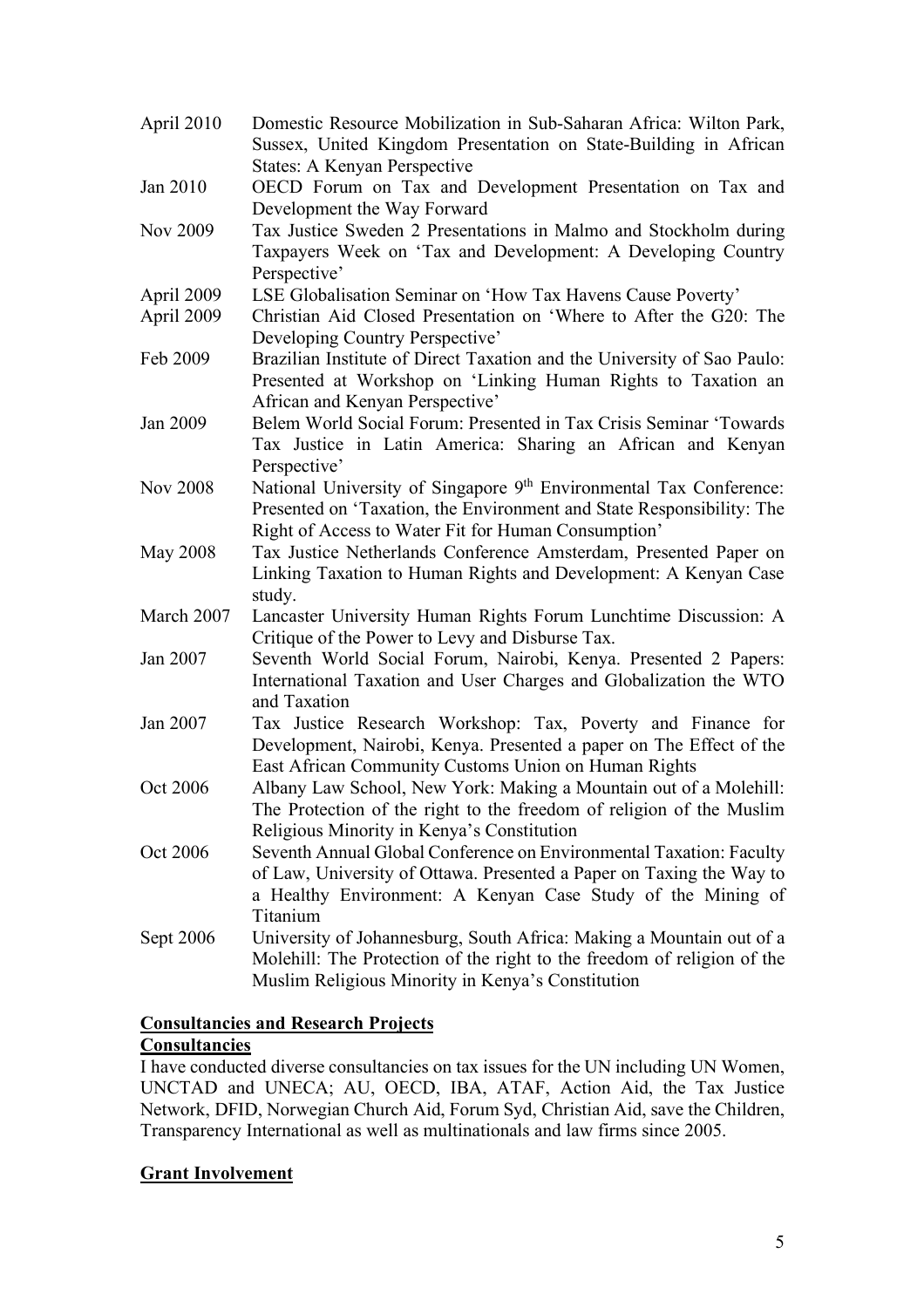| | |
|---|---|
| April 2010 | Domestic Resource Mobilization in Sub-Saharan Africa: Wilton Park, Sussex, United Kingdom Presentation on State-Building in African States: A Kenyan Perspective |
| Jan 2010 | OECD Forum on Tax and Development Presentation on Tax and Development the Way Forward |
| Nov 2009 | Tax Justice Sweden 2 Presentations in Malmo and Stockholm during Taxpayers Week on 'Tax and Development: A Developing Country Perspective' |
| April 2009 | LSE Globalisation Seminar on 'How Tax Havens Cause Poverty' |
| April 2009 | Christian Aid Closed Presentation on 'Where to After the G20: The Developing Country Perspective' |
| Feb 2009 | Brazilian Institute of Direct Taxation and the University of Sao Paulo: Presented at Workshop on 'Linking Human Rights to Taxation an African and Kenyan Perspective' |
| Jan 2009 | Belem World Social Forum: Presented in Tax Crisis Seminar 'Towards Tax Justice in Latin America: Sharing an African and Kenyan Perspective' |
| Nov 2008 | National University of Singapore 9th Environmental Tax Conference: Presented on 'Taxation, the Environment and State Responsibility: The Right of Access to Water Fit for Human Consumption' |
| May 2008 | Tax Justice Netherlands Conference Amsterdam, Presented Paper on Linking Taxation to Human Rights and Development: A Kenyan Case study. |
| March 2007 | Lancaster University Human Rights Forum Lunchtime Discussion: A Critique of the Power to Levy and Disburse Tax. |
| Jan 2007 | Seventh World Social Forum, Nairobi, Kenya. Presented 2 Papers: International Taxation and User Charges and Globalization the WTO and Taxation |
| Jan 2007 | Tax Justice Research Workshop: Tax, Poverty and Finance for Development, Nairobi, Kenya. Presented a paper on The Effect of the East African Community Customs Union on Human Rights |
| Oct 2006 | Albany Law School, New York: Making a Mountain out of a Molehill: The Protection of the right to the freedom of religion of the Muslim Religious Minority in Kenya's Constitution |
| Oct 2006 | Seventh Annual Global Conference on Environmental Taxation: Faculty of Law, University of Ottawa. Presented a Paper on Taxing the Way to a Healthy Environment: A Kenyan Case Study of the Mining of Titanium |
| Sept 2006 | University of Johannesburg, South Africa: Making a Mountain out of a Molehill: The Protection of the right to the freedom of religion of the Muslim Religious Minority in Kenya's Constitution |

**Consultancies and Research Projects**

**Consultancies**

I have conducted diverse consultancies on tax issues for the UN including UN Women, UNCTAD and UNECA; AU, OECD, IBA, ATAF, Action Aid, the Tax Justice Network, DFID, Norwegian Church Aid, Forum Syd, Christian Aid, save the Children, Transparency International as well as multinationals and law firms since 2005.

**Grant Involvement**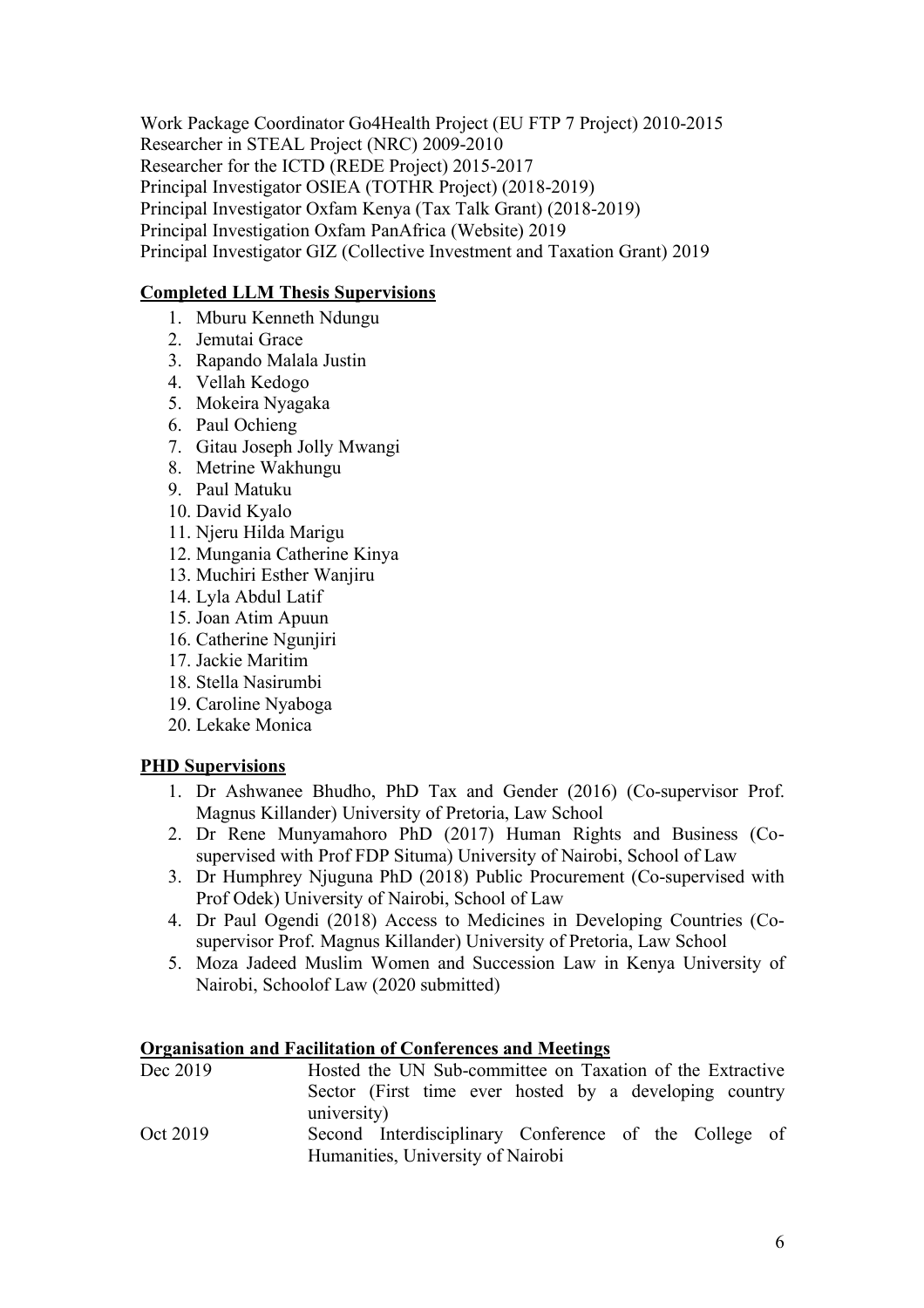Work Package Coordinator Go4Health Project (EU FTP 7 Project) 2010-2015
Researcher in STEAL Project (NRC) 2009-2010
Researcher for the ICTD (REDE Project) 2015-2017
Principal Investigator OSIEA (TOTHR Project) (2018-2019)
Principal Investigator Oxfam Kenya (Tax Talk Grant) (2018-2019)
Principal Investigation Oxfam PanAfrica (Website) 2019
Principal Investigator GIZ (Collective Investment and Taxation Grant) 2019

**Completed LLM Thesis Supervisions**

1. Mburu Kenneth Ndungu
2. Jemutai Grace
3. Rapando Malala Justin
4. Vellah Kedogo
5. Mokeira Nyagaka
6. Paul Ochieng
7. Gitau Joseph Jolly Mwangi
8. Metrine Wakhungu
9. Paul Matuku
10. David Kyalo
11. Njeru Hilda Marigu
12. Mungania Catherine Kinya
13. Muchiri Esther Wanjiru
14. Lyla Abdul Latif
15. Joan Atim Apuun
16. Catherine Ngunjiri
17. Jackie Maritim
18. Stella Nasirumbi
19. Caroline Nyaboga
20. Lekake Monica

**PHD Supervisions**

1. Dr Ashwanee Bhudho, PhD Tax and Gender (2016) (Co-supervisor Prof. Magnus Killander) University of Pretoria, Law School
2. Dr Rene Munyamahoro PhD (2017) Human Rights and Business (Co-supervised with Prof FDP Situma) University of Nairobi, School of Law
3. Dr Humphrey Njuguna PhD (2018) Public Procurement (Co-supervised with Prof Odek) University of Nairobi, School of Law
4. Dr Paul Ogendi (2018) Access to Medicines in Developing Countries (Co-supervisor Prof. Magnus Killander) University of Pretoria, Law School
5. Moza Jadeed Muslim Women and Succession Law in Kenya University of Nairobi, Schoolof Law (2020 submitted)

**Organisation and Facilitation of Conferences and Meetings**

| | |
|---|---|
| Dec 2019 | Hosted the UN Sub-committee on Taxation of the Extractive Sector (First time ever hosted by a developing country university) |
| Oct 2019 | Second Interdisciplinary Conference of the College of Humanities, University of Nairobi |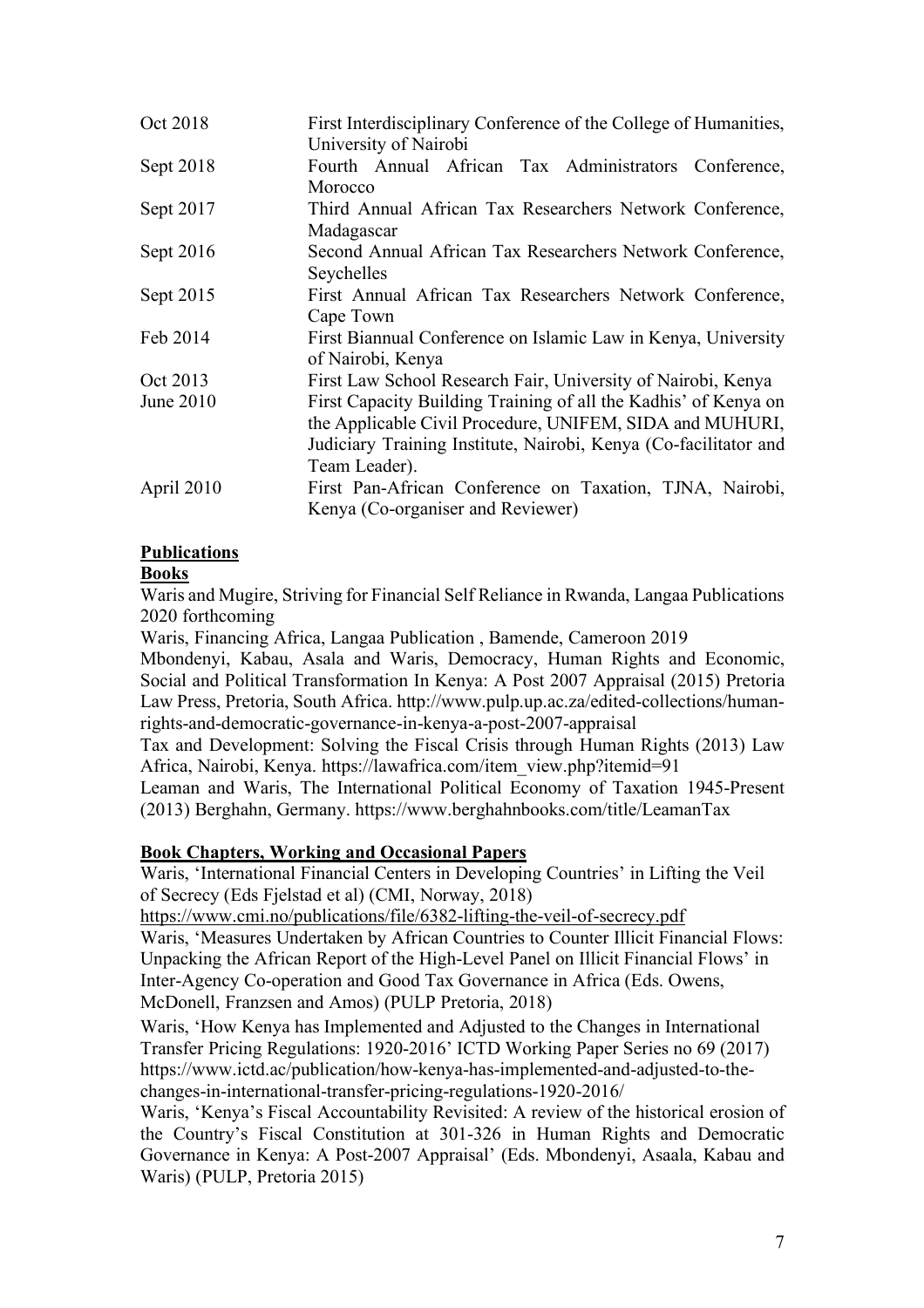| | |
|---|---|
| Oct 2018 | First Interdisciplinary Conference of the College of Humanities, University of Nairobi |
| Sept 2018 | Fourth Annual African Tax Administrators Conference, Morocco |
| Sept 2017 | Third Annual African Tax Researchers Network Conference, Madagascar |
| Sept 2016 | Second Annual African Tax Researchers Network Conference, Seychelles |
| Sept 2015 | First Annual African Tax Researchers Network Conference, Cape Town |
| Feb 2014 | First Biannual Conference on Islamic Law in Kenya, University of Nairobi, Kenya |
| Oct 2013 | First Law School Research Fair, University of Nairobi, Kenya |
| June 2010 | First Capacity Building Training of all the Kadhis' of Kenya on the Applicable Civil Procedure, UNIFEM, SIDA and MUHURI, Judiciary Training Institute, Nairobi, Kenya (Co-facilitator and Team Leader). |
| April 2010 | First Pan-African Conference on Taxation, TJNA, Nairobi, Kenya (Co-organiser and Reviewer) |

## Publications

### Books

Waris and Mugire, Striving for Financial Self Reliance in Rwanda, Langaa Publications 2020 forthcoming

Waris, Financing Africa, Langaa Publication , Bamende, Cameroon 2019

Mbondenyi, Kabau, Asala and Waris, Democracy, Human Rights and Economic, Social and Political Transformation In Kenya: A Post 2007 Appraisal (2015) Pretoria Law Press, Pretoria, South Africa. http://www.pulp.up.ac.za/edited-collections/human-rights-and-democratic-governance-in-kenya-a-post-2007-appraisal

Tax and Development: Solving the Fiscal Crisis through Human Rights (2013) Law Africa, Nairobi, Kenya. https://lawafrica.com/item_view.php?itemid=91

Leaman and Waris, The International Political Economy of Taxation 1945-Present (2013) Berghahn, Germany. https://www.berghahnbooks.com/title/LeamanTax

### Book Chapters, Working and Occasional Papers

Waris, 'International Financial Centers in Developing Countries' in Lifting the Veil of Secrecy (Eds Fjelstad et al) (CMI, Norway, 2018)
https://www.cmi.no/publications/file/6382-lifting-the-veil-of-secrecy.pdf

Waris, 'Measures Undertaken by African Countries to Counter Illicit Financial Flows: Unpacking the African Report of the High-Level Panel on Illicit Financial Flows' in Inter-Agency Co-operation and Good Tax Governance in Africa (Eds. Owens, McDonell, Franzsen and Amos) (PULP Pretoria, 2018)

Waris, 'How Kenya has Implemented and Adjusted to the Changes in International Transfer Pricing Regulations: 1920-2016' ICTD Working Paper Series no 69 (2017) https://www.ictd.ac/publication/how-kenya-has-implemented-and-adjusted-to-the-changes-in-international-transfer-pricing-regulations-1920-2016/

Waris, 'Kenya's Fiscal Accountability Revisited: A review of the historical erosion of the Country's Fiscal Constitution at 301-326 in Human Rights and Democratic Governance in Kenya: A Post-2007 Appraisal' (Eds. Mbondenyi, Asaala, Kabau and Waris) (PULP, Pretoria 2015)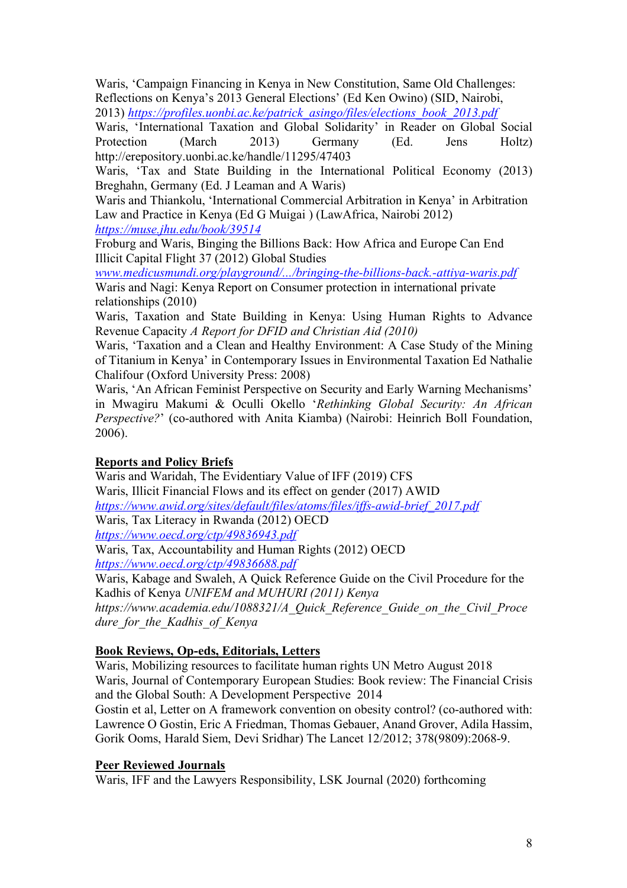Waris, 'Campaign Financing in Kenya in New Constitution, Same Old Challenges: Reflections on Kenya's 2013 General Elections' (Ed Ken Owino) (SID, Nairobi, 2013) *https://profiles.uonbi.ac.ke/patrick_asingo/files/elections_book_2013.pdf*

Waris, 'International Taxation and Global Solidarity' in Reader on Global Social Protection (March 2013) Germany (Ed. Jens Holtz) http://erepository.uonbi.ac.ke/handle/11295/47403

Waris, 'Tax and State Building in the International Political Economy (2013) Breghahn, Germany (Ed. J Leaman and A Waris)

Waris and Thiankolu, 'International Commercial Arbitration in Kenya' in Arbitration Law and Practice in Kenya (Ed G Muigai ) (LawAfrica, Nairobi 2012) *https://muse.jhu.edu/book/39514*

Froburg and Waris, Binging the Billions Back: How Africa and Europe Can End Illicit Capital Flight 37 (2012) Global Studies *www.medicusmundi.org/playground/.../bringing-the-billions-back.-attiya-waris.pdf*

Waris and Nagi: Kenya Report on Consumer protection in international private relationships (2010)

Waris, Taxation and State Building in Kenya: Using Human Rights to Advance Revenue Capacity *A Report for DFID and Christian Aid (2010)*

Waris, 'Taxation and a Clean and Healthy Environment: A Case Study of the Mining of Titanium in Kenya' in Contemporary Issues in Environmental Taxation Ed Nathalie Chalifour (Oxford University Press: 2008)

Waris, 'An African Feminist Perspective on Security and Early Warning Mechanisms' in Mwagiru Makumi & Oculli Okello '*Rethinking Global Security: An African Perspective?*' (co-authored with Anita Kiamba) (Nairobi: Heinrich Boll Foundation, 2006).

## Reports and Policy Briefs

Waris and Waridah, The Evidentiary Value of IFF (2019) CFS

Waris, Illicit Financial Flows and its effect on gender (2017) AWID *https://www.awid.org/sites/default/files/atoms/files/iffs-awid-brief_2017.pdf*

Waris, Tax Literacy in Rwanda (2012) OECD *https://www.oecd.org/ctp/49836943.pdf*

Waris, Tax, Accountability and Human Rights (2012) OECD *https://www.oecd.org/ctp/49836688.pdf*

Waris, Kabage and Swaleh, A Quick Reference Guide on the Civil Procedure for the Kadhis of Kenya *UNIFEM and MUHURI (2011) Kenya https://www.academia.edu/1088321/A_Quick_Reference_Guide_on_the_Civil_Procedure_for_the_Kadhis_of_Kenya*

## Book Reviews, Op-eds, Editorials, Letters

Waris, Mobilizing resources to facilitate human rights UN Metro August 2018

Waris, Journal of Contemporary European Studies: Book review: The Financial Crisis and the Global South: A Development Perspective 2014

Gostin et al, Letter on A framework convention on obesity control? (co-authored with: Lawrence O Gostin, Eric A Friedman, Thomas Gebauer, Anand Grover, Adila Hassim, Gorik Ooms, Harald Siem, Devi Sridhar) The Lancet 12/2012; 378(9809):2068-9.

## Peer Reviewed Journals

Waris, IFF and the Lawyers Responsibility, LSK Journal (2020) forthcoming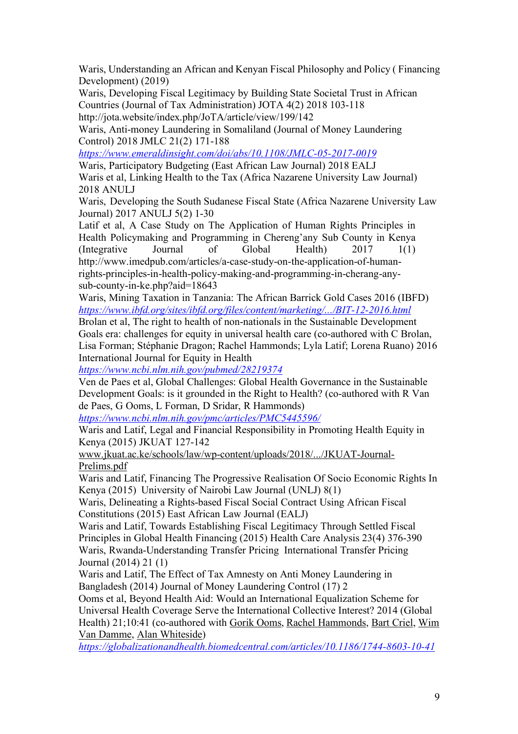Waris, Understanding an African and Kenyan Fiscal Philosophy and Policy ( Financing Development) (2019)

Waris, Developing Fiscal Legitimacy by Building State Societal Trust in African Countries (Journal of Tax Administration) JOTA 4(2) 2018 103-118 http://jota.website/index.php/JoTA/article/view/199/142

Waris, Anti-money Laundering in Somaliland (Journal of Money Laundering Control) 2018 JMLC 21(2) 171-188 *https://www.emeraldinsight.com/doi/abs/10.1108/JMLC-05-2017-0019*

Waris, Participatory Budgeting (East African Law Journal) 2018 EALJ

Waris et al, Linking Health to the Tax (Africa Nazarene University Law Journal) 2018 ANULJ

Waris, Developing the South Sudanese Fiscal State (Africa Nazarene University Law Journal) 2017 ANULJ 5(2) 1-30

Latif et al, A Case Study on The Application of Human Rights Principles in Health Policymaking and Programming in Chereng'any Sub County in Kenya (Integrative Journal of Global Health) 2017 1(1) http://www.imedpub.com/articles/a-case-study-on-the-application-of-human-rights-principles-in-health-policy-making-and-programming-in-cherang-any-sub-county-in-ke.php?aid=18643

Waris, Mining Taxation in Tanzania: The African Barrick Gold Cases 2016 (IBFD) *https://www.ibfd.org/sites/ibfd.org/files/content/marketing/.../BIT-12-2016.html*

Brolan et al, The right to health of non-nationals in the Sustainable Development Goals era: challenges for equity in universal health care (co-authored with C Brolan, Lisa Forman; Stéphanie Dragon; Rachel Hammonds; Lyla Latif; Lorena Ruano) 2016 International Journal for Equity in Health *https://www.ncbi.nlm.nih.gov/pubmed/28219374*

Ven de Paes et al, Global Challenges: Global Health Governance in the Sustainable Development Goals: is it grounded in the Right to Health? (co-authored with R Van de Paes, G Ooms, L Forman, D Sridar, R Hammonds) *https://www.ncbi.nlm.nih.gov/pmc/articles/PMC5445596/*

Waris and Latif, Legal and Financial Responsibility in Promoting Health Equity in Kenya (2015) JKUAT 127-142 www.jkuat.ac.ke/schools/law/wp-content/uploads/2018/.../JKUAT-Journal-Prelims.pdf

Waris and Latif, Financing The Progressive Realisation Of Socio Economic Rights In Kenya (2015) University of Nairobi Law Journal (UNLJ) 8(1)

Waris, Delineating a Rights-based Fiscal Social Contract Using African Fiscal Constitutions (2015) East African Law Journal (EALJ)

Waris and Latif, Towards Establishing Fiscal Legitimacy Through Settled Fiscal Principles in Global Health Financing (2015) Health Care Analysis 23(4) 376-390

Waris, Rwanda-Understanding Transfer Pricing International Transfer Pricing Journal (2014) 21 (1)

Waris and Latif, The Effect of Tax Amnesty on Anti Money Laundering in Bangladesh (2014) Journal of Money Laundering Control (17) 2

Ooms et al, Beyond Health Aid: Would an International Equalization Scheme for Universal Health Coverage Serve the International Collective Interest? 2014 (Global Health) 21;10:41 (co-authored with Gorik Ooms, Rachel Hammonds, Bart Criel, Wim Van Damme, Alan Whiteside) *https://globalizationandhealth.biomedcentral.com/articles/10.1186/1744-8603-10-41*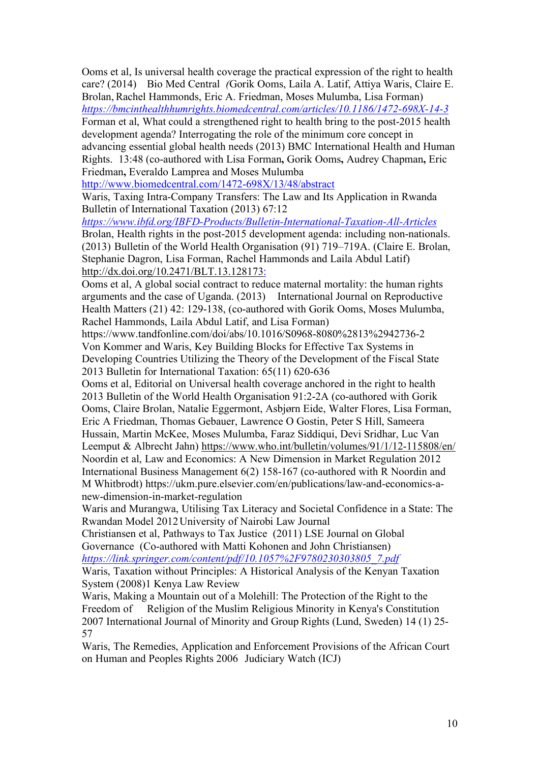Ooms et al, Is universal health coverage the practical expression of the right to health care? (2014) Bio Med Central *(*Gorik Ooms, Laila A. Latif, Attiya Waris, Claire E. Brolan, Rachel Hammonds, Eric A. Friedman, Moses Mulumba, Lisa Forman) *https://bmcinthealthhumrights.biomedcentral.com/articles/10.1186/1472-698X-14-3*

Forman et al, What could a strengthened right to health bring to the post-2015 health development agenda? Interrogating the role of the minimum core concept in advancing essential global health needs (2013) BMC International Health and Human Rights. 13:48 (co-authored with Lisa Forman**,** Gorik Ooms**,** Audrey Chapman**,** Eric Friedman**,** Everaldo Lamprea and Moses Mulumba http://www.biomedcentral.com/1472-698X/13/48/abstract

Waris, Taxing Intra-Company Transfers: The Law and Its Application in Rwanda Bulletin of International Taxation (2013) 67:12 *https://www.ibfd.org/IBFD-Products/Bulletin-International-Taxation-All-Articles*

Brolan, Health rights in the post-2015 development agenda: including non-nationals. (2013) Bulletin of the World Health Organisation (91) 719–719A. (Claire E. Brolan, Stephanie Dagron, Lisa Forman, Rachel Hammonds and Laila Abdul Latif) http://dx.doi.org/10.2471/BLT.13.128173:

Ooms et al, A global social contract to reduce maternal mortality: the human rights arguments and the case of Uganda. (2013) International Journal on Reproductive Health Matters (21) 42: 129-138, (co-authored with Gorik Ooms, Moses Mulumba, Rachel Hammonds, Laila Abdul Latif, and Lisa Forman) https://www.tandfonline.com/doi/abs/10.1016/S0968-8080%2813%2942736-2

Von Kommer and Waris, Key Building Blocks for Effective Tax Systems in Developing Countries Utilizing the Theory of the Development of the Fiscal State 2013 Bulletin for International Taxation: 65(11) 620-636

Ooms et al, Editorial on Universal health coverage anchored in the right to health 2013 Bulletin of the World Health Organisation 91:2-2A (co-authored with Gorik Ooms, Claire Brolan, Natalie Eggermont, Asbjørn Eide, Walter Flores, Lisa Forman, Eric A Friedman, Thomas Gebauer, Lawrence O Gostin, Peter S Hill, Sameera Hussain, Martin McKee, Moses Mulumba, Faraz Siddiqui, Devi Sridhar, Luc Van Leemput & Albrecht Jahn) https://www.who.int/bulletin/volumes/91/1/12-115808/en/

Noordin et al, Law and Economics: A New Dimension in Market Regulation 2012 International Business Management 6(2) 158-167 (co-authored with R Noordin and M Whitbrodt) https://ukm.pure.elsevier.com/en/publications/law-and-economics-a-new-dimension-in-market-regulation

Waris and Murangwa, Utilising Tax Literacy and Societal Confidence in a State: The Rwandan Model 2012 University of Nairobi Law Journal

Christiansen et al, Pathways to Tax Justice (2011) LSE Journal on Global Governance (Co-authored with Matti Kohonen and John Christiansen) *https://link.springer.com/content/pdf/10.1057%2F9780230303805_7.pdf*

Waris, Taxation without Principles: A Historical Analysis of the Kenyan Taxation System (2008)1 Kenya Law Review

Waris, Making a Mountain out of a Molehill: The Protection of the Right to the Freedom of Religion of the Muslim Religious Minority in Kenya's Constitution 2007 International Journal of Minority and Group Rights (Lund, Sweden) 14 (1) 25-57

Waris, The Remedies, Application and Enforcement Provisions of the African Court on Human and Peoples Rights 2006 Judiciary Watch (ICJ)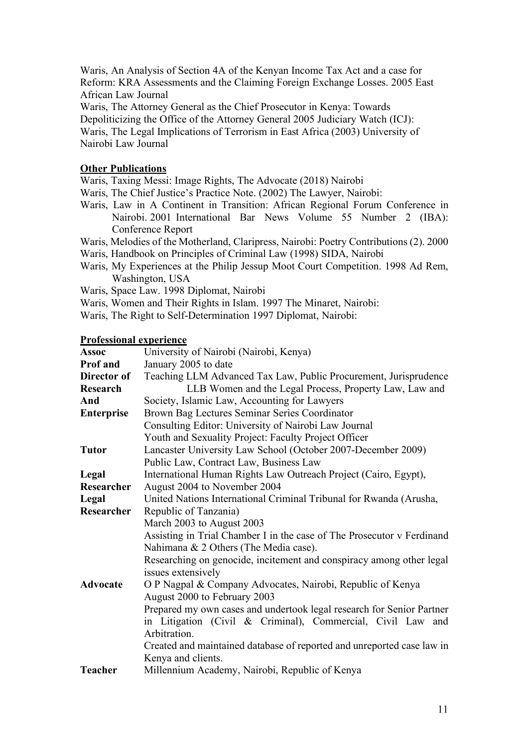Waris, An Analysis of Section 4A of the Kenyan Income Tax Act and a case for Reform: KRA Assessments and the Claiming Foreign Exchange Losses. 2005 East African Law Journal

Waris, The Attorney General as the Chief Prosecutor in Kenya: Towards Depoliticizing the Office of the Attorney General 2005 Judiciary Watch (ICJ):

Waris, The Legal Implications of Terrorism in East Africa (2003) University of Nairobi Law Journal

**Other Publications**

Waris, Taxing Messi: Image Rights, The Advocate (2018) Nairobi

Waris, The Chief Justice's Practice Note. (2002) The Lawyer, Nairobi:

Waris, Law in A Continent in Transition: African Regional Forum Conference in Nairobi. 2001 International Bar News Volume 55 Number 2 (IBA): Conference Report

Waris, Melodies of the Motherland, Claripress, Nairobi: Poetry Contributions (2). 2000

Waris, Handbook on Principles of Criminal Law (1998) SIDA, Nairobi

Waris, My Experiences at the Philip Jessup Moot Court Competition. 1998 Ad Rem, Washington, USA

Waris, Space Law. 1998 Diplomat, Nairobi

Waris, Women and Their Rights in Islam. 1997 The Minaret, Nairobi:

Waris, The Right to Self-Determination 1997 Diplomat, Nairobi:

**Professional experience**

| | |
|---|---|
| **Assoc Prof and Director of Research And Enterprise** | University of Nairobi (Nairobi, Kenya)<br>January 2005 to date<br>Teaching LLM Advanced Tax Law, Public Procurement, Jurisprudence<br>LLB Women and the Legal Process, Property Law, Law and Society, Islamic Law, Accounting for Lawyers<br>Brown Bag Lectures Seminar Series Coordinator<br>Consulting Editor: University of Nairobi Law Journal<br>Youth and Sexuality Project: Faculty Project Officer |
| **Tutor** | Lancaster University Law School (October 2007-December 2009)<br>Public Law, Contract Law, Business Law |
| **Legal Researcher** | International Human Rights Law Outreach Project (Cairo, Egypt), August 2004 to November 2004 |
| **Legal Researcher** | United Nations International Criminal Tribunal for Rwanda (Arusha, Republic of Tanzania)<br>March 2003 to August 2003<br>Assisting in Trial Chamber I in the case of The Prosecutor v Ferdinand Nahimana & 2 Others (The Media case).<br>Researching on genocide, incitement and conspiracy among other legal issues extensively |
| **Advocate** | O P Nagpal & Company Advocates, Nairobi, Republic of Kenya<br>August 2000 to February 2003<br>Prepared my own cases and undertook legal research for Senior Partner in Litigation (Civil & Criminal), Commercial, Civil Law and Arbitration.<br>Created and maintained database of reported and unreported case law in Kenya and clients. |
| **Teacher** | Millennium Academy, Nairobi, Republic of Kenya |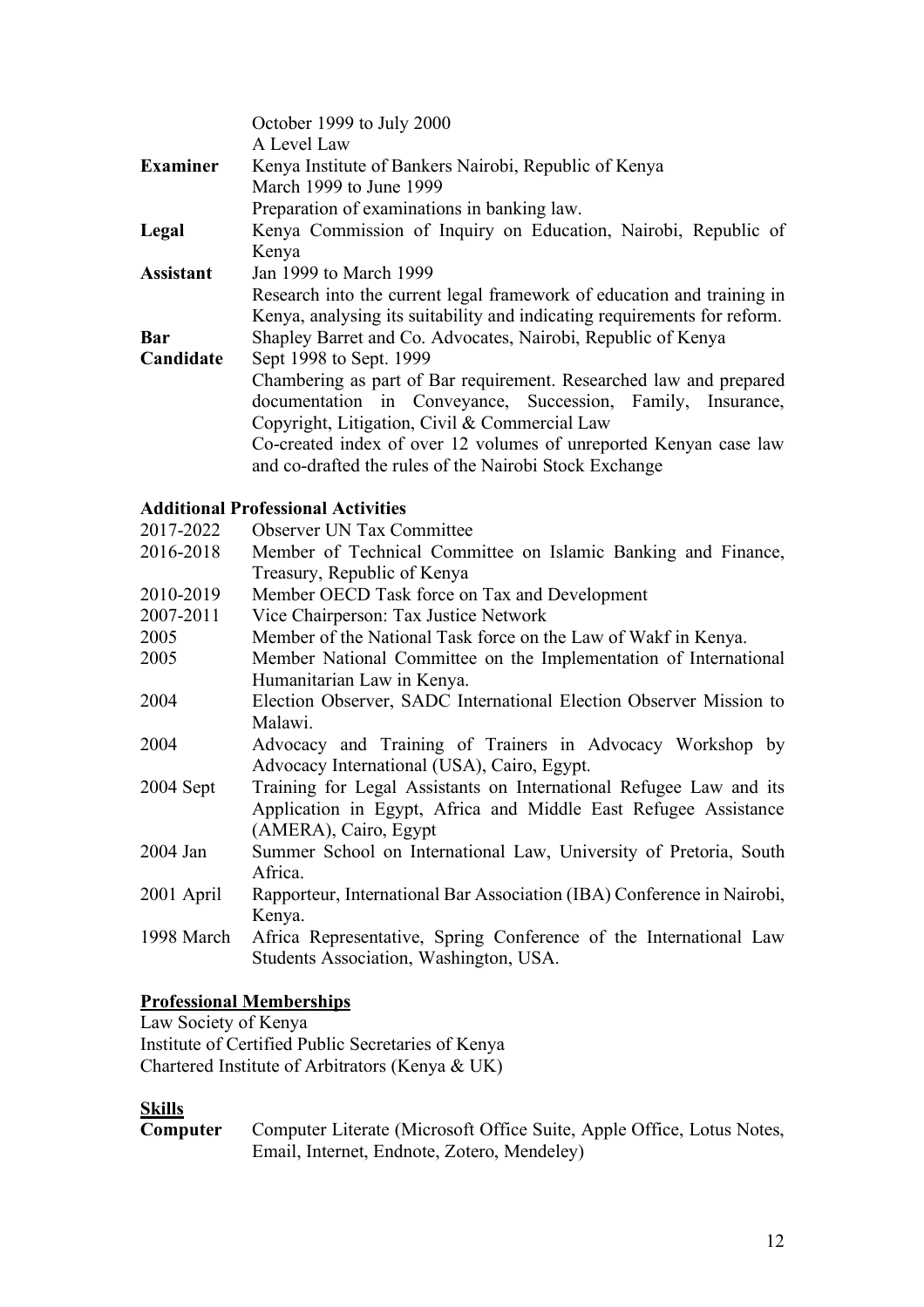October 1999 to July 2000
A Level Law

**Examiner** Kenya Institute of Bankers Nairobi, Republic of Kenya
March 1999 to June 1999
Preparation of examinations in banking law.

**Legal Assistant** Kenya Commission of Inquiry on Education, Nairobi, Republic of Kenya
Jan 1999 to March 1999
Research into the current legal framework of education and training in Kenya, analysing its suitability and indicating requirements for reform.

**Bar Candidate** Shapley Barret and Co. Advocates, Nairobi, Republic of Kenya
Sept 1998 to Sept. 1999
Chambering as part of Bar requirement. Researched law and prepared documentation in Conveyance, Succession, Family, Insurance, Copyright, Litigation, Civil & Commercial Law
Co-created index of over 12 volumes of unreported Kenyan case law and co-drafted the rules of the Nairobi Stock Exchange

**Additional Professional Activities**

| | |
|---|---|
| 2017-2022 | Observer UN Tax Committee |
| 2016-2018 | Member of Technical Committee on Islamic Banking and Finance, Treasury, Republic of Kenya |
| 2010-2019 | Member OECD Task force on Tax and Development |
| 2007-2011 | Vice Chairperson: Tax Justice Network |
| 2005 | Member of the National Task force on the Law of Wakf in Kenya. |
| 2005 | Member National Committee on the Implementation of International Humanitarian Law in Kenya. |
| 2004 | Election Observer, SADC International Election Observer Mission to Malawi. |
| 2004 | Advocacy and Training of Trainers in Advocacy Workshop by Advocacy International (USA), Cairo, Egypt. |
| 2004 Sept | Training for Legal Assistants on International Refugee Law and its Application in Egypt, Africa and Middle East Refugee Assistance (AMERA), Cairo, Egypt |
| 2004 Jan | Summer School on International Law, University of Pretoria, South Africa. |
| 2001 April | Rapporteur, International Bar Association (IBA) Conference in Nairobi, Kenya. |
| 1998 March | Africa Representative, Spring Conference of the International Law Students Association, Washington, USA. |

**Professional Memberships**

Law Society of Kenya
Institute of Certified Public Secretaries of Kenya
Chartered Institute of Arbitrators (Kenya & UK)

**Skills**

**Computer** Computer Literate (Microsoft Office Suite, Apple Office, Lotus Notes, Email, Internet, Endnote, Zotero, Mendeley)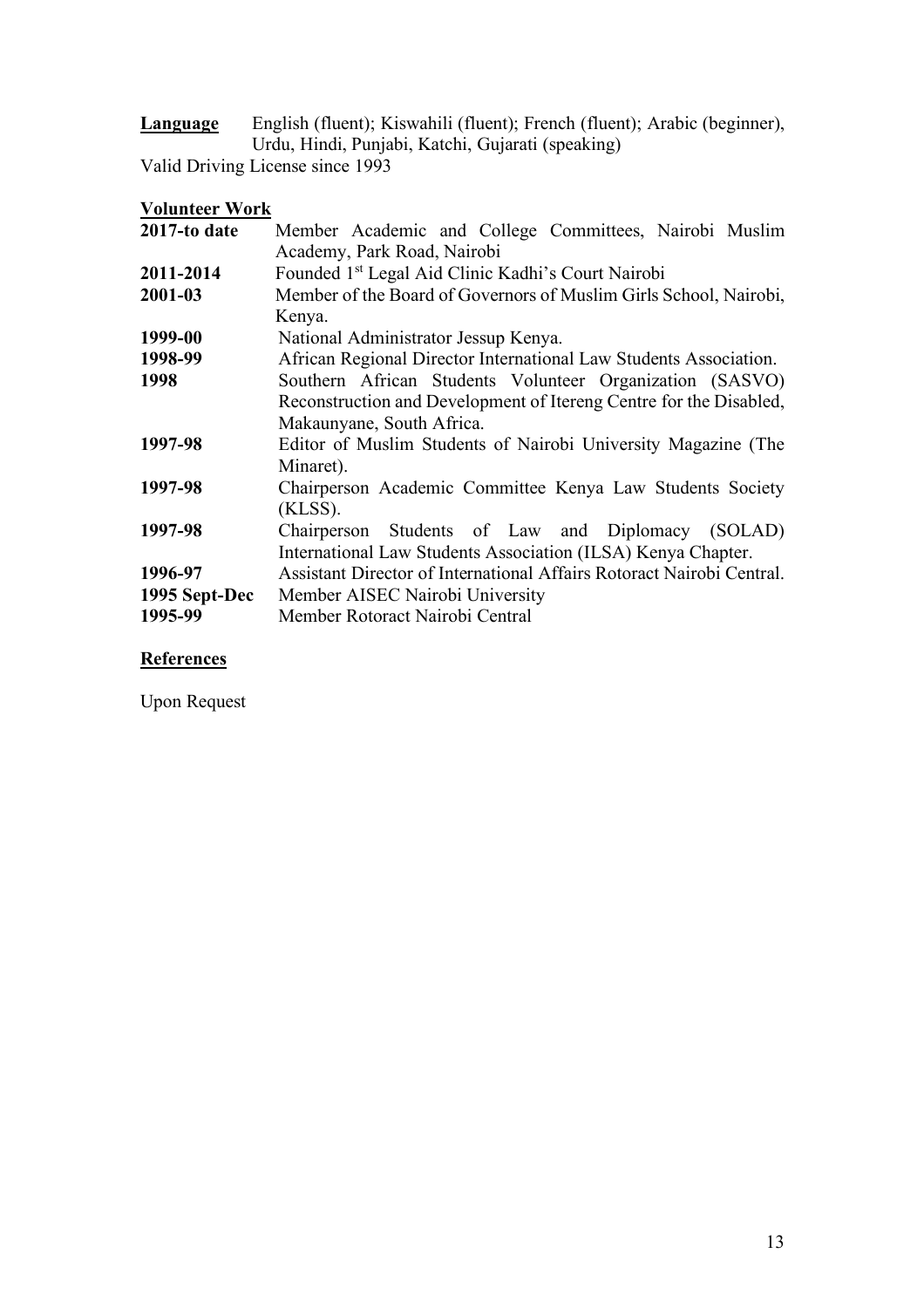**Language** English (fluent); Kiswahili (fluent); French (fluent); Arabic (beginner), Urdu, Hindi, Punjabi, Katchi, Gujarati (speaking)

Valid Driving License since 1993

**Volunteer Work**

| | |
|---|---|
| **2017-to date** | Member Academic and College Committees, Nairobi Muslim Academy, Park Road, Nairobi |
| **2011-2014** | Founded 1st Legal Aid Clinic Kadhi's Court Nairobi |
| **2001-03** | Member of the Board of Governors of Muslim Girls School, Nairobi, Kenya. |
| **1999-00** | National Administrator Jessup Kenya. |
| **1998-99** | African Regional Director International Law Students Association. |
| **1998** | Southern African Students Volunteer Organization (SASVO) Reconstruction and Development of Itereng Centre for the Disabled, Makaunyane, South Africa. |
| **1997-98** | Editor of Muslim Students of Nairobi University Magazine (The Minaret). |
| **1997-98** | Chairperson Academic Committee Kenya Law Students Society (KLSS). |
| **1997-98** | Chairperson Students of Law and Diplomacy (SOLAD) International Law Students Association (ILSA) Kenya Chapter. |
| **1996-97** | Assistant Director of International Affairs Rotoract Nairobi Central. |
| **1995 Sept-Dec** | Member AISEC Nairobi University |
| **1995-99** | Member Rotoract Nairobi Central |

**References**

Upon Request